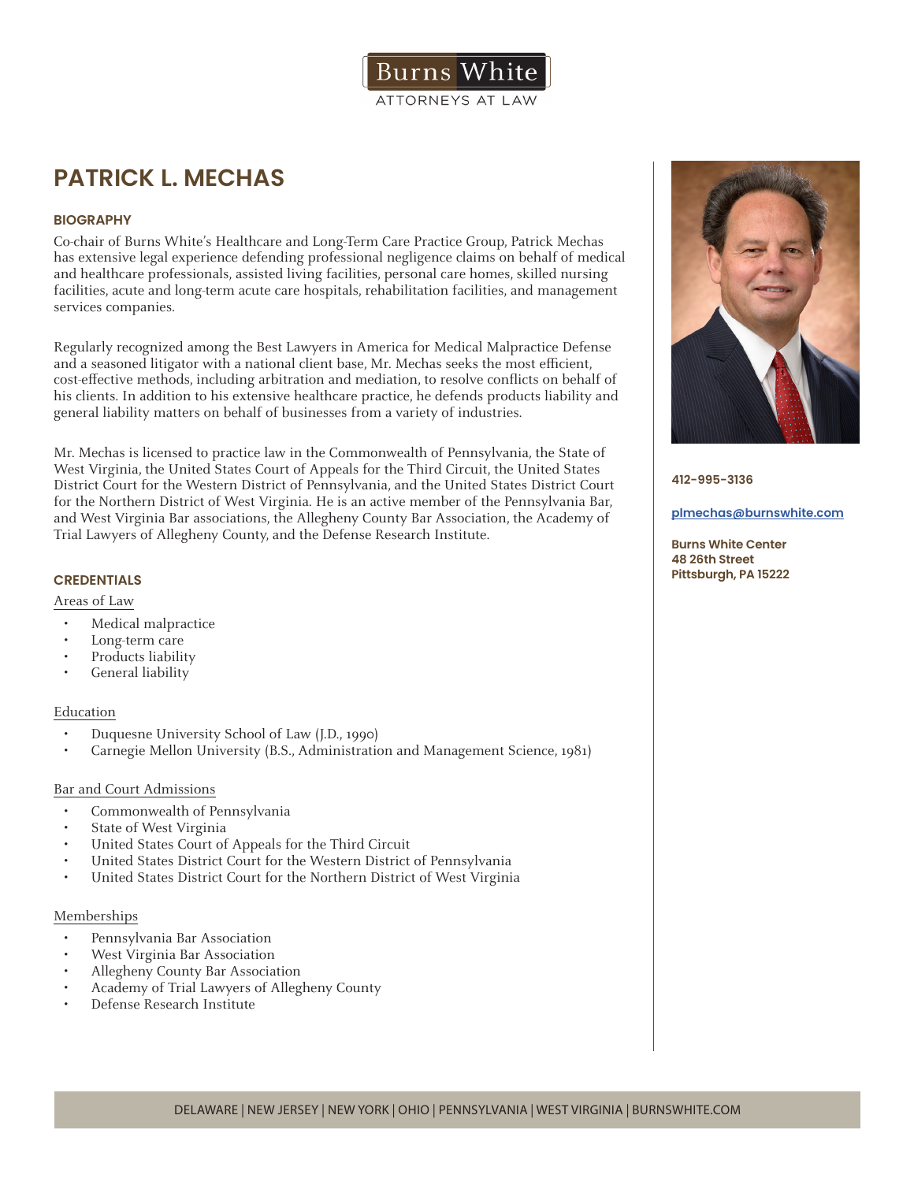Burns White
ATTORNEYS AT LAW

# PATRICK L. MECHAS

412-995-3136

plmechas@burnswhite.com

**Burns White Center**
**48 26th Street**
**Pittsburgh, PA 15222**

## BIOGRAPHY

Co-chair of Burns White's Healthcare and Long-Term Care Practice Group, Patrick Mechas has extensive legal experience defending professional negligence claims on behalf of medical and healthcare professionals, assisted living facilities, personal care homes, skilled nursing facilities, acute and long-term acute care hospitals, rehabilitation facilities, and management services companies.

Regularly recognized among the Best Lawyers in America for Medical Malpractice Defense and a seasoned litigator with a national client base, Mr. Mechas seeks the most efficient, cost-effective methods, including arbitration and mediation, to resolve conflicts on behalf of his clients. In addition to his extensive healthcare practice, he defends products liability and general liability matters on behalf of businesses from a variety of industries.

Mr. Mechas is licensed to practice law in the Commonwealth of Pennsylvania, the State of West Virginia, the United States Court of Appeals for the Third Circuit, the United States District Court for the Western District of Pennsylvania, and the United States District Court for the Northern District of West Virginia. He is an active member of the Pennsylvania Bar, and West Virginia Bar associations, the Allegheny County Bar Association, the Academy of Trial Lawyers of Allegheny County, and the Defense Research Institute.

## CREDENTIALS

### Areas of Law

- Medical malpractice
- Long-term care
- Products liability
- General liability

### Education

- Duquesne University School of Law (J.D., 1990)
- Carnegie Mellon University (B.S., Administration and Management Science, 1981)

### Bar and Court Admissions

- Commonwealth of Pennsylvania
- State of West Virginia
- United States Court of Appeals for the Third Circuit
- United States District Court for the Western District of Pennsylvania
- United States District Court for the Northern District of West Virginia

### Memberships

- Pennsylvania Bar Association
- West Virginia Bar Association
- Allegheny County Bar Association
- Academy of Trial Lawyers of Allegheny County
- Defense Research Institute

DELAWARE | NEW JERSEY | NEW YORK | OHIO | PENNSYLVANIA | WEST VIRGINIA | BURNSWHITE.COM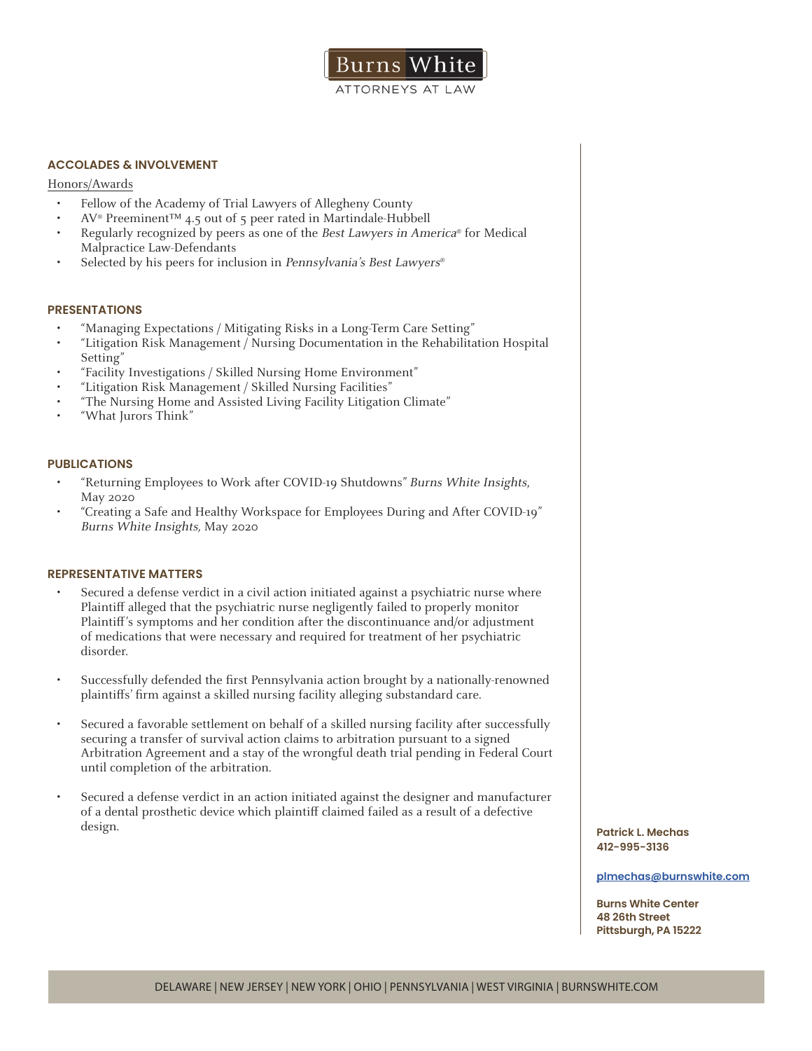## ACCOLADES & INVOLVEMENT

Honors/Awards

- Fellow of the Academy of Trial Lawyers of Allegheny County
- AV® Preeminent™ 4.5 out of 5 peer rated in Martindale-Hubbell
- Regularly recognized by peers as one of the *Best Lawyers in America®* for Medical Malpractice Law-Defendants
- Selected by his peers for inclusion in *Pennsylvania's Best Lawyers®*

## PRESENTATIONS

- "Managing Expectations / Mitigating Risks in a Long-Term Care Setting"
- "Litigation Risk Management / Nursing Documentation in the Rehabilitation Hospital Setting"
- "Facility Investigations / Skilled Nursing Home Environment"
- "Litigation Risk Management / Skilled Nursing Facilities"
- "The Nursing Home and Assisted Living Facility Litigation Climate"
- "What Jurors Think"

## PUBLICATIONS

- "Returning Employees to Work after COVID-19 Shutdowns" *Burns White Insights*, May 2020
- "Creating a Safe and Healthy Workspace for Employees During and After COVID-19" *Burns White Insights,* May 2020

## REPRESENTATIVE MATTERS

- Secured a defense verdict in a civil action initiated against a psychiatric nurse where Plaintiff alleged that the psychiatric nurse negligently failed to properly monitor Plaintiff's symptoms and her condition after the discontinuance and/or adjustment of medications that were necessary and required for treatment of her psychiatric disorder.

- Successfully defended the first Pennsylvania action brought by a nationally-renowned plaintiffs' firm against a skilled nursing facility alleging substandard care.

- Secured a favorable settlement on behalf of a skilled nursing facility after successfully securing a transfer of survival action claims to arbitration pursuant to a signed Arbitration Agreement and a stay of the wrongful death trial pending in Federal Court until completion of the arbitration.

- Secured a defense verdict in an action initiated against the designer and manufacturer of a dental prosthetic device which plaintiff claimed failed as a result of a defective design.

**Patrick L. Mechas**
**412-995-3136**

**plmechas@burnswhite.com**

**Burns White Center**
**48 26th Street**
**Pittsburgh, PA 15222**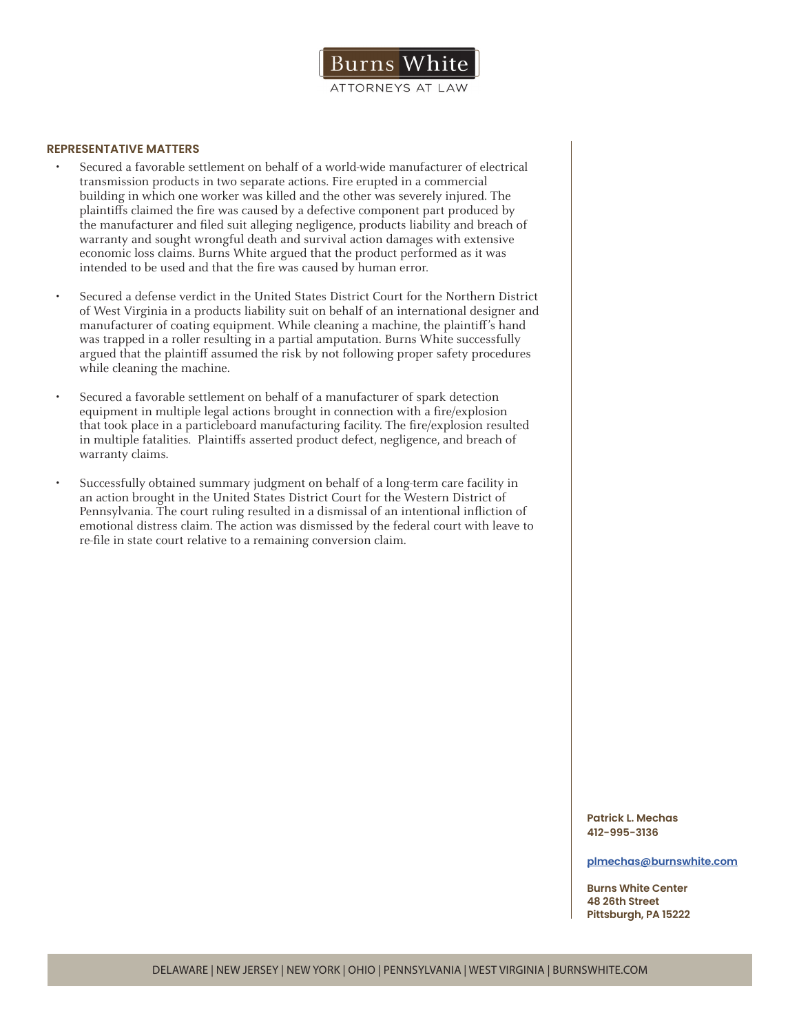## REPRESENTATIVE MATTERS

- Secured a favorable settlement on behalf of a world-wide manufacturer of electrical transmission products in two separate actions. Fire erupted in a commercial building in which one worker was killed and the other was severely injured. The plaintiffs claimed the fire was caused by a defective component part produced by the manufacturer and filed suit alleging negligence, products liability and breach of warranty and sought wrongful death and survival action damages with extensive economic loss claims. Burns White argued that the product performed as it was intended to be used and that the fire was caused by human error.

- Secured a defense verdict in the United States District Court for the Northern District of West Virginia in a products liability suit on behalf of an international designer and manufacturer of coating equipment. While cleaning a machine, the plaintiff's hand was trapped in a roller resulting in a partial amputation. Burns White successfully argued that the plaintiff assumed the risk by not following proper safety procedures while cleaning the machine.

- Secured a favorable settlement on behalf of a manufacturer of spark detection equipment in multiple legal actions brought in connection with a fire/explosion that took place in a particleboard manufacturing facility. The fire/explosion resulted in multiple fatalities. Plaintiffs asserted product defect, negligence, and breach of warranty claims.

- Successfully obtained summary judgment on behalf of a long-term care facility in an action brought in the United States District Court for the Western District of Pennsylvania. The court ruling resulted in a dismissal of an intentional infliction of emotional distress claim. The action was dismissed by the federal court with leave to re-file in state court relative to a remaining conversion claim.

**Patrick L. Mechas**
**412-995-3136**

**plmechas@burnswhite.com**

**Burns White Center**
**48 26th Street**
**Pittsburgh, PA 15222**